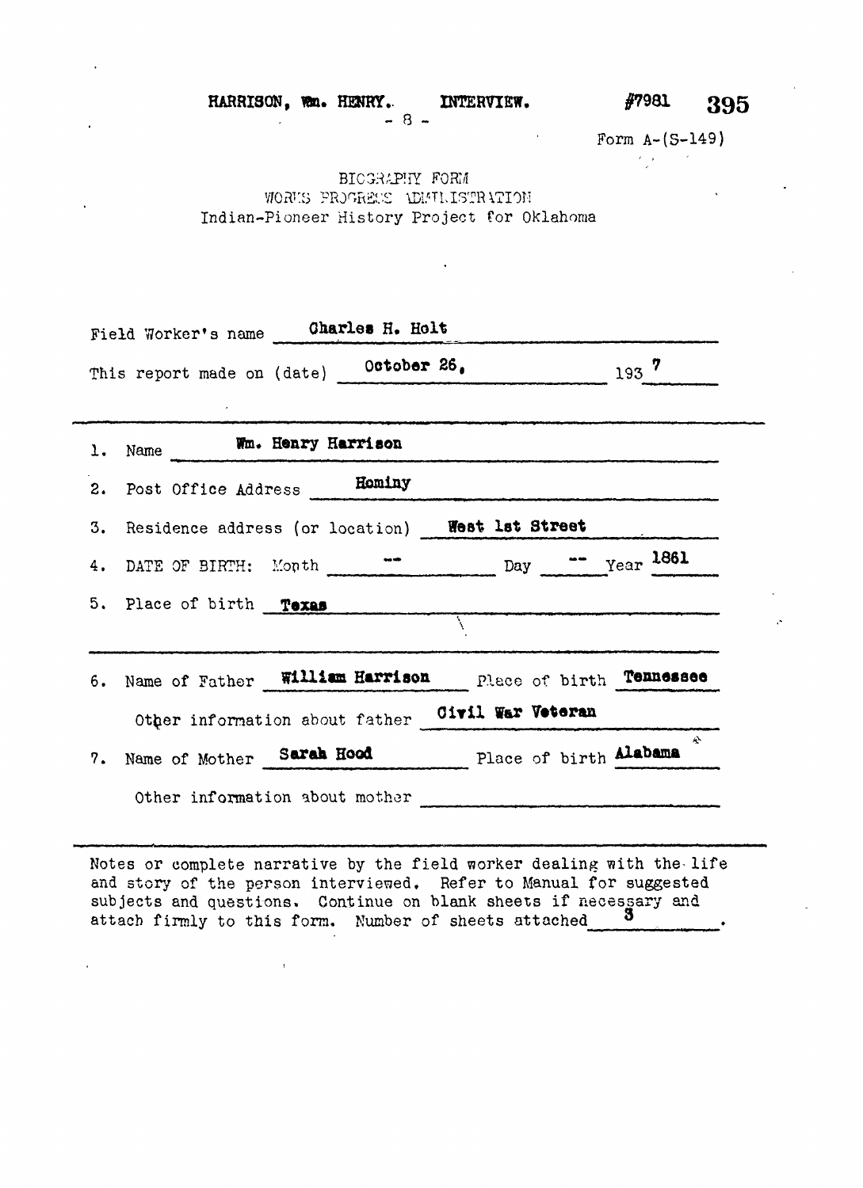HARRISON, Wm. HENRY. INTERVIEW. #7981

Form A-(S-149)

BIOGRAPHY FORM
WORKS PROGRESS ADMINISTRATION
Indian-Pioneer History Project for Oklahoma

Field Worker's name **Charles H. Holt**

This report made on (date) **October 26,** 193**7**

1. Name **Wm. Henry Harrison**
2. Post Office Address **Hominy**
3. Residence address (or location) **West 1st Street**
4. DATE OF BIRTH: Month **--** Day **--** Year **1861**
5. Place of birth **Texas**

6. Name of Father **William Harrison** Place of birth **Tennessee**

   Other information about father **Civil War Veteran**

7. Name of Mother **Sarah Hood** Place of birth **Alabama**

   Other information about mother

Notes or complete narrative by the field worker dealing with the life and story of the person interviewed. Refer to Manual for suggested subjects and questions. Continue on blank sheets if necessary and attach firmly to this form. Number of sheets attached **3**.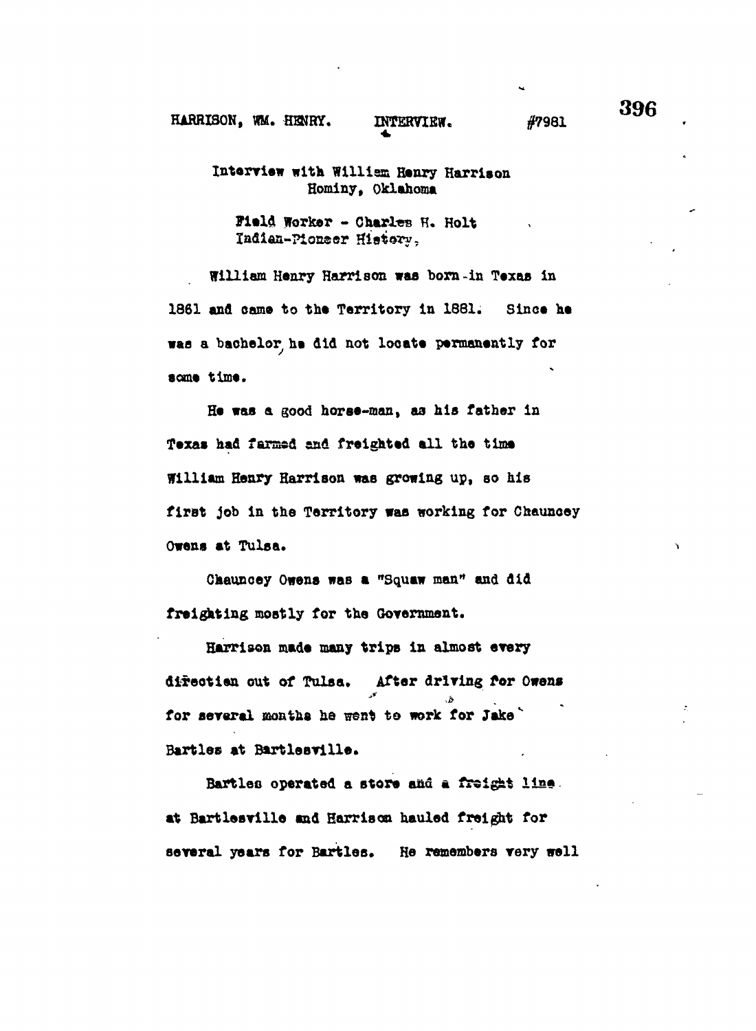HARRISON, WM. HENRY. INTERVIEW. #7981

Interview with William Henry Harrison
Hominy, Oklahoma

Field Worker - Charles H. Holt
Indian-Pioneer History.

William Henry Harrison was born in Texas in 1861 and came to the Territory in 1881. Since he was a bachelor, he did not locate permanently for some time.

He was a good horse-man, as his father in Texas had farmed and freighted all the time William Henry Harrison was growing up, so his first job in the Territory was working for Chauncey Owens at Tulsa.

Chauncey Owens was a "Squaw man" and did freighting mostly for the Government.

Harrison made many trips in almost every direction out of Tulsa. After driving for Owens for several months he went to work for Jake Bartles at Bartlesville.

Bartles operated a store and a freight line at Bartlesville and Harrison hauled freight for several years for Bartles. He remembers very well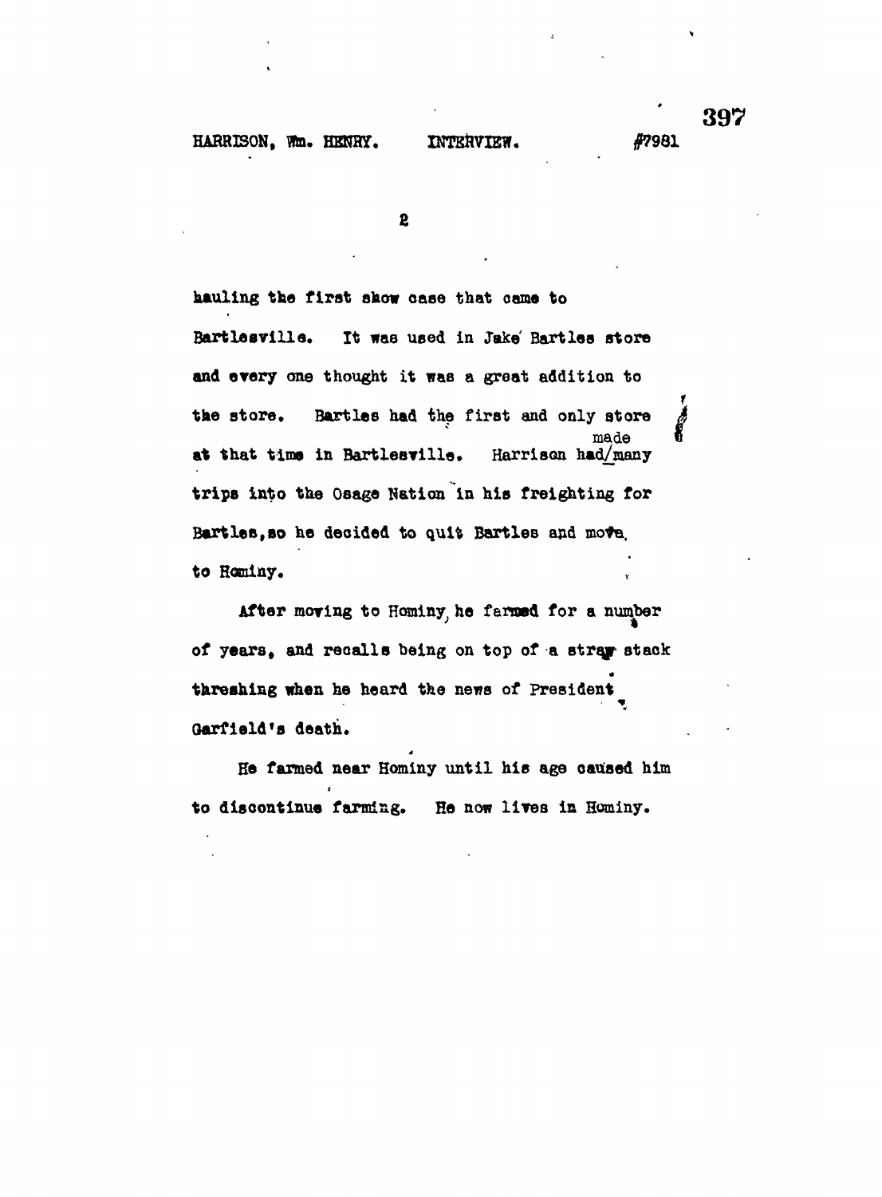hauling the first show case that came to Bartlesville. It was used in Jake Bartles store and every one thought it was a great addition to the store. Bartles had the first and only store at that time in Bartlesville. Harrison had made many trips into the Osage Nation in his freighting for Bartles, so he decided to quit Bartles and move to Hominy.

After moving to Hominy, he farmed for a number of years, and recalls being on top of a straw stack threshing when he heard the news of President Garfield's death.

He farmed near Hominy until his age caused him to discontinue farming. He now lives in Hominy.